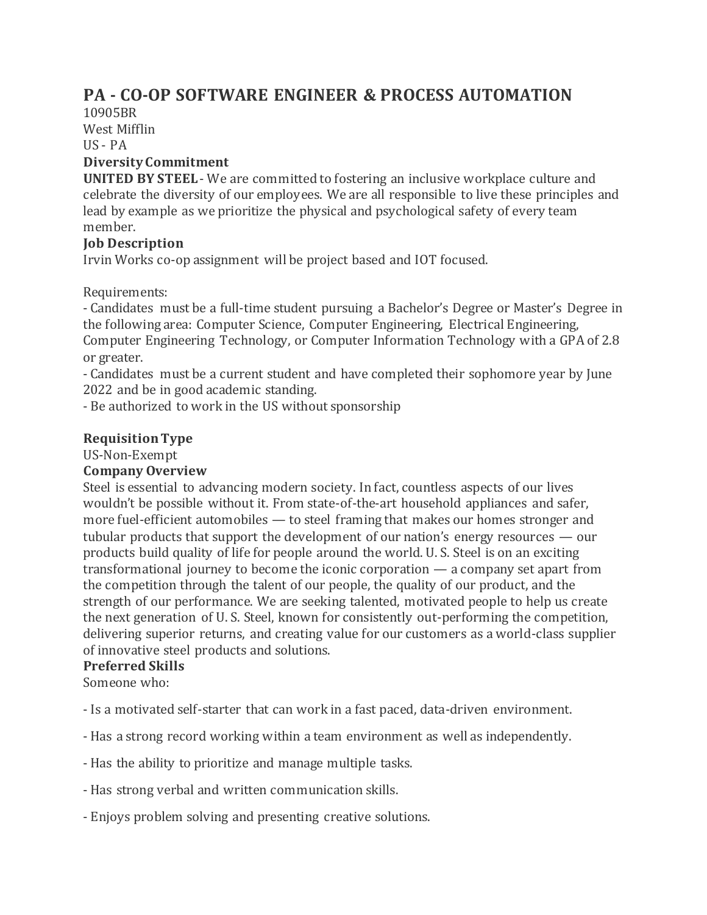# PA - CO-OP SOFTWARE ENGINEER & PROCESS AUTOMATION

10905BR
West Mifflin
US - PA

**Diversity Commitment**

**UNITED BY STEEL** - We are committed to fostering an inclusive workplace culture and celebrate the diversity of our employees. We are all responsible to live these principles and lead by example as we prioritize the physical and psychological safety of every team member.

**Job Description**

Irvin Works co-op assignment will be project based and IOT focused.

Requirements:

- Candidates must be a full-time student pursuing a Bachelor's Degree or Master's Degree in the following area: Computer Science, Computer Engineering, Electrical Engineering, Computer Engineering Technology, or Computer Information Technology with a GPA of 2.8 or greater.
- Candidates must be a current student and have completed their sophomore year by June 2022 and be in good academic standing.
- Be authorized to work in the US without sponsorship

**Requisition Type**

US-Non-Exempt

**Company Overview**

Steel is essential to advancing modern society. In fact, countless aspects of our lives wouldn't be possible without it. From state-of-the-art household appliances and safer, more fuel-efficient automobiles — to steel framing that makes our homes stronger and tubular products that support the development of our nation's energy resources — our products build quality of life for people around the world. U. S. Steel is on an exciting transformational journey to become the iconic corporation — a company set apart from the competition through the talent of our people, the quality of our product, and the strength of our performance. We are seeking talented, motivated people to help us create the next generation of U. S. Steel, known for consistently out-performing the competition, delivering superior returns, and creating value for our customers as a world-class supplier of innovative steel products and solutions.

**Preferred Skills**

Someone who:

- Is a motivated self-starter that can work in a fast paced, data-driven environment.
- Has a strong record working within a team environment as well as independently.
- Has the ability to prioritize and manage multiple tasks.
- Has strong verbal and written communication skills.
- Enjoys problem solving and presenting creative solutions.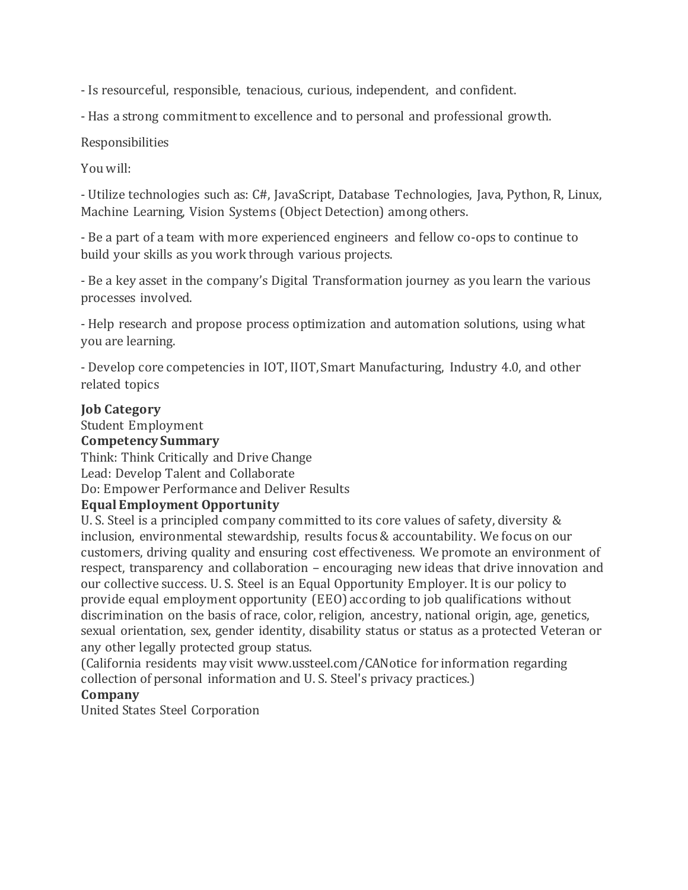- Is resourceful, responsible, tenacious, curious, independent, and confident.

- Has a strong commitment to excellence and to personal and professional growth.

Responsibilities

You will:

- Utilize technologies such as: C#, JavaScript, Database Technologies, Java, Python, R, Linux, Machine Learning, Vision Systems (Object Detection) among others.

- Be a part of a team with more experienced engineers and fellow co-ops to continue to build your skills as you work through various projects.

- Be a key asset in the company's Digital Transformation journey as you learn the various processes involved.

- Help research and propose process optimization and automation solutions, using what you are learning.

- Develop core competencies in IOT, IIOT, Smart Manufacturing, Industry 4.0, and other related topics

**Job Category**
Student Employment

**Competency Summary**
Think: Think Critically and Drive Change
Lead: Develop Talent and Collaborate
Do: Empower Performance and Deliver Results

**Equal Employment Opportunity**
U. S. Steel is a principled company committed to its core values of safety, diversity & inclusion, environmental stewardship, results focus & accountability. We focus on our customers, driving quality and ensuring cost effectiveness. We promote an environment of respect, transparency and collaboration – encouraging new ideas that drive innovation and our collective success. U. S. Steel is an Equal Opportunity Employer. It is our policy to provide equal employment opportunity (EEO) according to job qualifications without discrimination on the basis of race, color, religion, ancestry, national origin, age, genetics, sexual orientation, sex, gender identity, disability status or status as a protected Veteran or any other legally protected group status.
(California residents may visit www.ussteel.com/CANotice for information regarding collection of personal information and U. S. Steel's privacy practices.)

**Company**
United States Steel Corporation